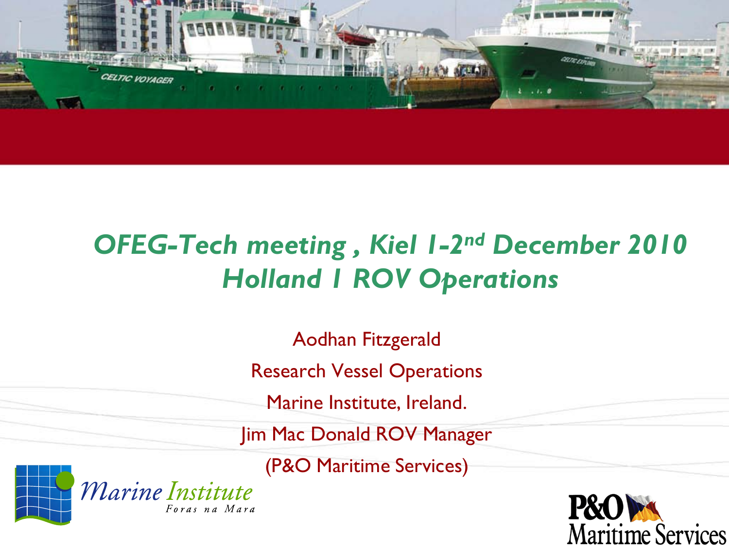# *OFEG-Tech meeting , Kiel 1-2nd December 2010*
# *Holland 1 ROV Operations*

Aodhan Fitzgerald

Research Vessel Operations

Marine Institute, Ireland.

Jim Mac Donald ROV Manager

(P&O Maritime Services)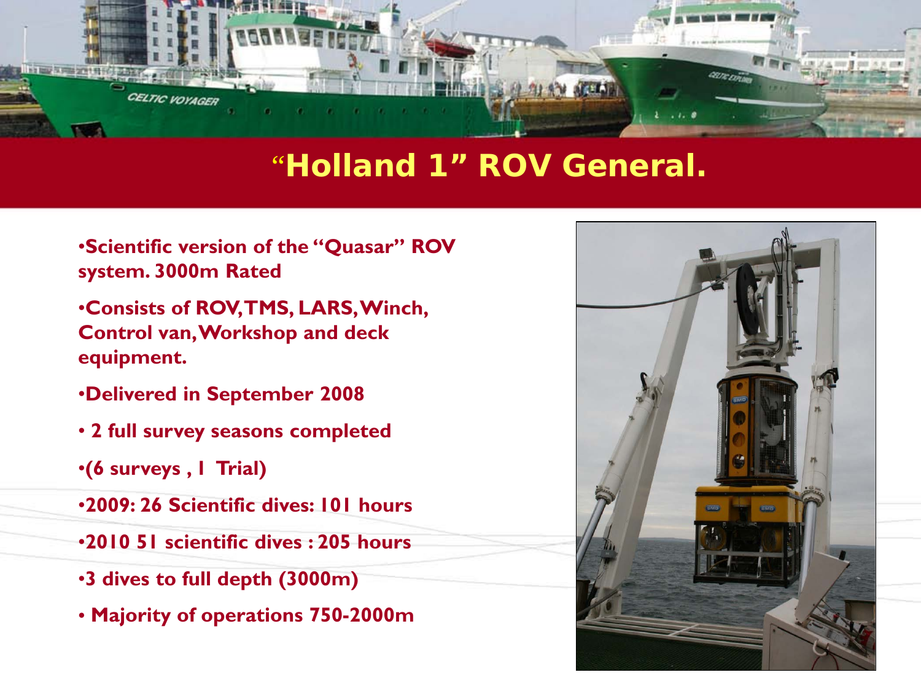# "Holland 1" ROV General.

- Scientific version of the "Quasar" ROV system. 3000m Rated
- Consists of ROV, TMS, LARS, Winch, Control van, Workshop and deck equipment.
- Delivered in September 2008
- 2 full survey seasons completed
- (6 surveys , 1 Trial)
- 2009: 26 Scientific dives: 101 hours
- 2010 51 scientific dives : 205 hours
- 3 dives to full depth (3000m)
- Majority of operations 750-2000m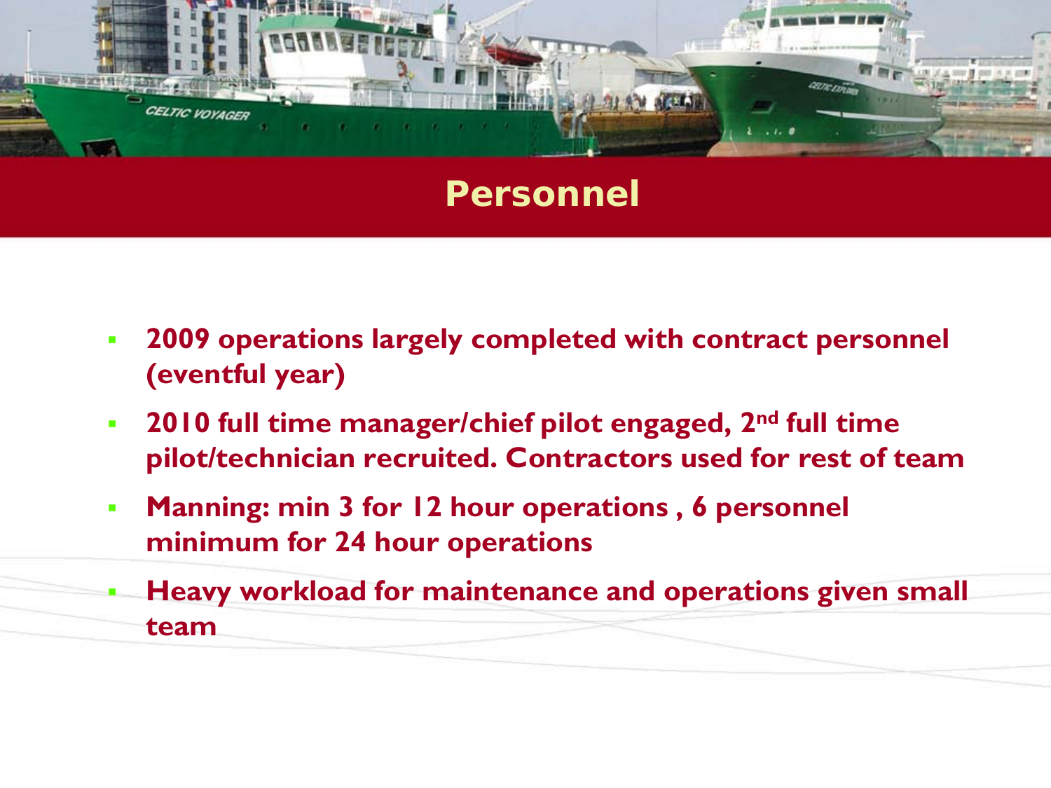# Personnel

- **2009 operations largely completed with contract personnel (eventful year)**
- **2010 full time manager/chief pilot engaged, 2nd full time pilot/technician recruited. Contractors used for rest of team**
- **Manning: min 3 for 12 hour operations , 6 personnel minimum for 24 hour operations**
- **Heavy workload for maintenance and operations given small team**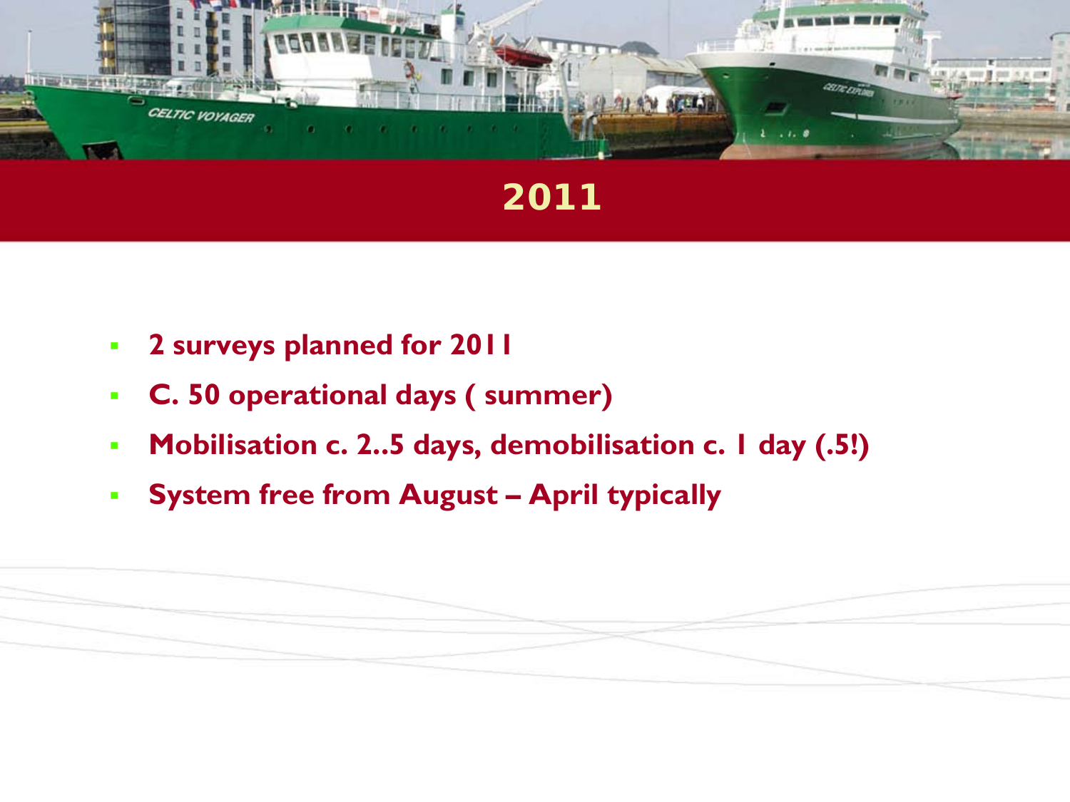# 2011

- **2 surveys planned for 2011**
- **C. 50 operational days ( summer)**
- **Mobilisation c. 2..5 days, demobilisation c. 1 day (.5!)**
- **System free from August – April typically**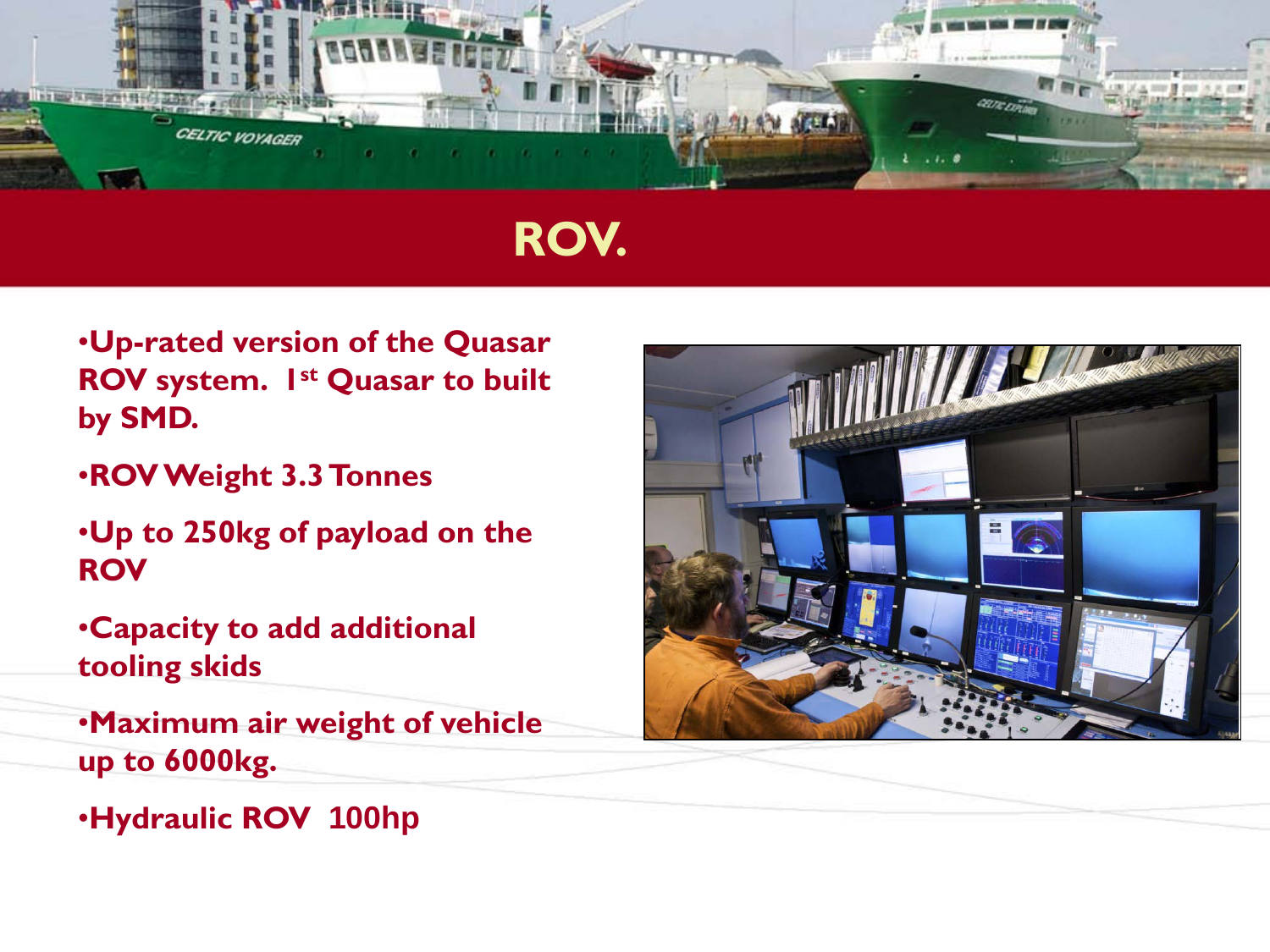# ROV.

- Up-rated version of the Quasar ROV system. 1st Quasar to built by SMD.
- ROV Weight 3.3 Tonnes
- Up to 250kg of payload on the ROV
- Capacity to add additional tooling skids
- Maximum air weight of vehicle up to 6000kg.
- Hydraulic ROV 100hp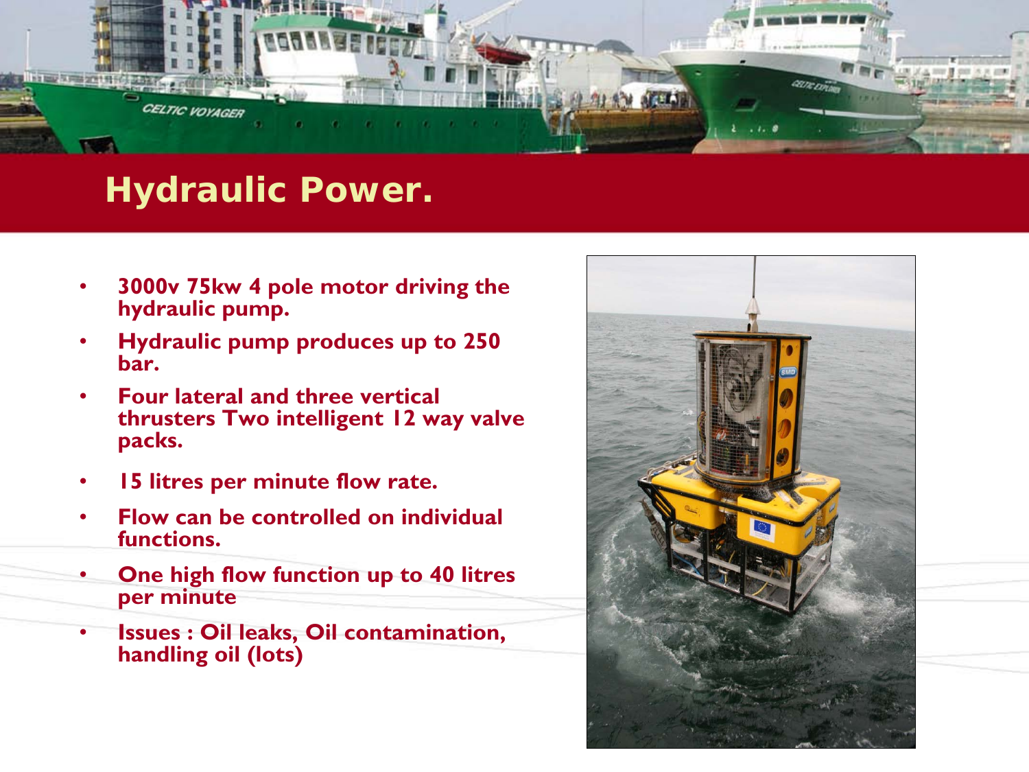# Hydraulic Power.

- **3000v 75kw 4 pole motor driving the hydraulic pump.**
- **Hydraulic pump produces up to 250 bar.**
- **Four lateral and three vertical thrusters Two intelligent 12 way valve packs.**
- **15 litres per minute flow rate.**
- **Flow can be controlled on individual functions.**
- **One high flow function up to 40 litres per minute**
- **Issues : Oil leaks, Oil contamination, handling oil (lots)**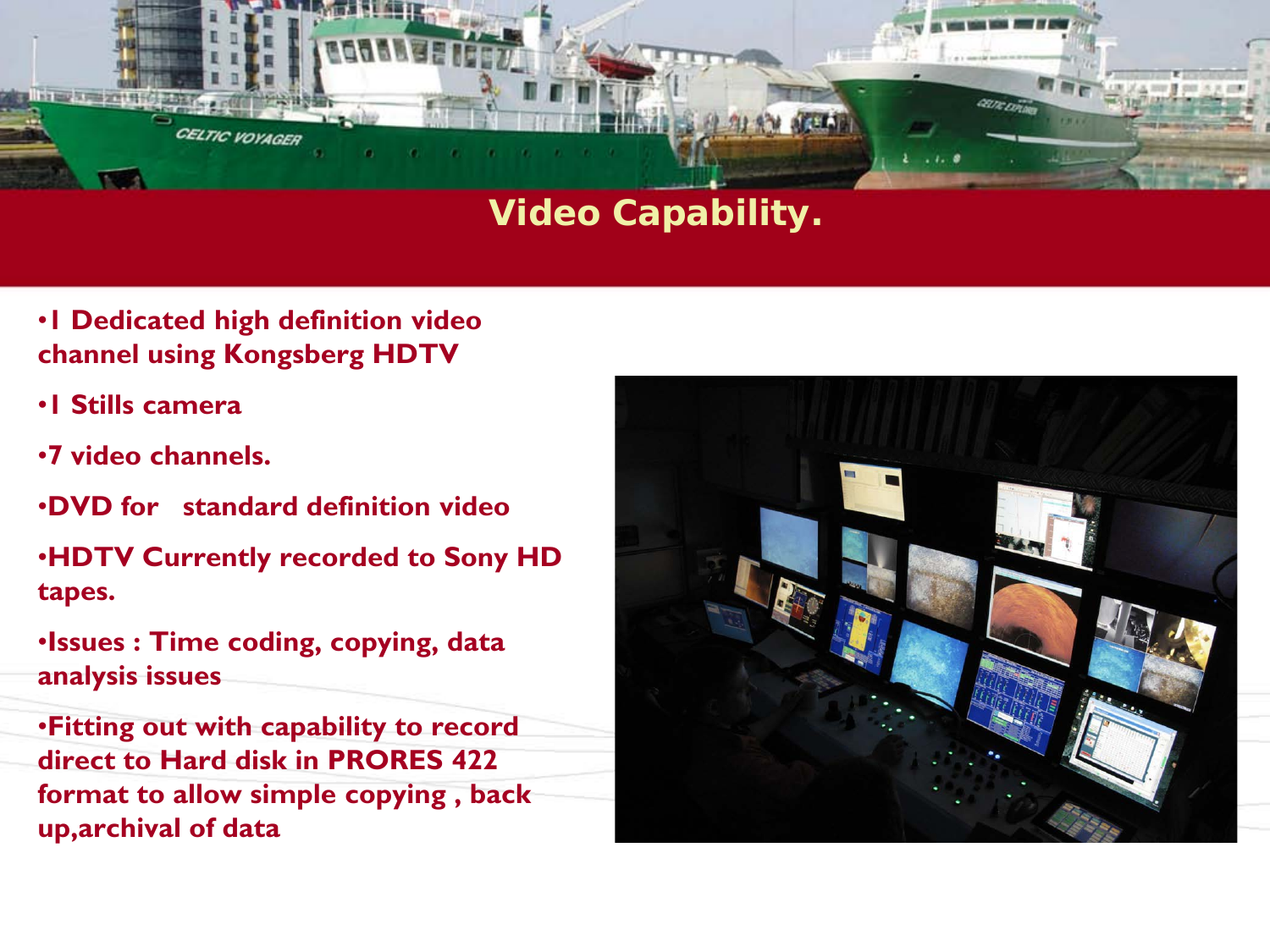# Video Capability.

- 1 Dedicated high definition video channel using Kongsberg HDTV
- 1 Stills camera
- 7 video channels.
- DVD for standard definition video
- HDTV Currently recorded to Sony HD tapes.
- Issues : Time coding, copying, data analysis issues
- Fitting out with capability to record direct to Hard disk in PRORES 422 format to allow simple copying , back up,archival of data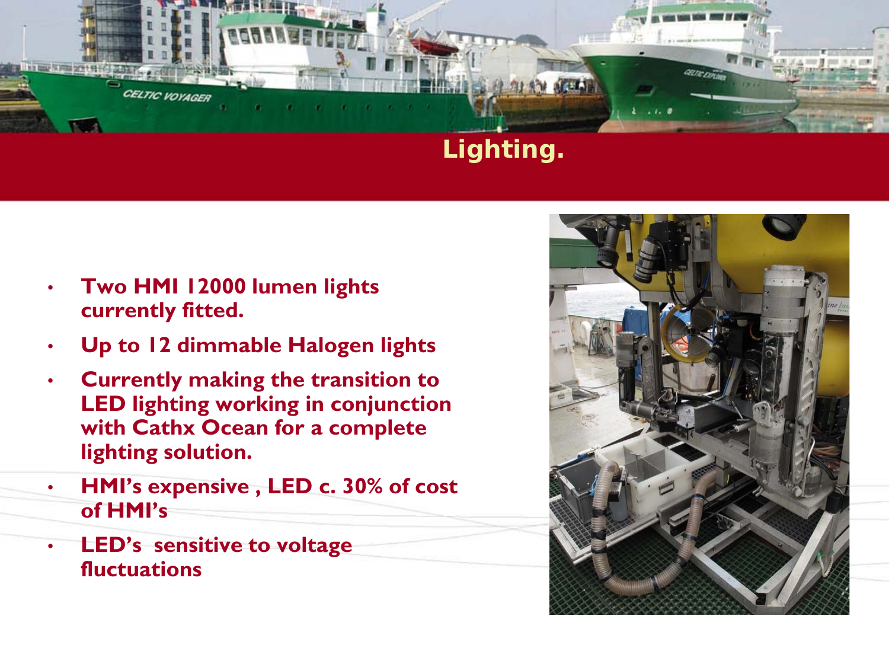# Lighting.

- **Two HMI 12000 lumen lights currently fitted.**
- **Up to 12 dimmable Halogen lights**
- **Currently making the transition to LED lighting working in conjunction with Cathx Ocean for a complete lighting solution.**
- **HMI's expensive , LED c. 30% of cost of HMI's**
- **LED's sensitive to voltage fluctuations**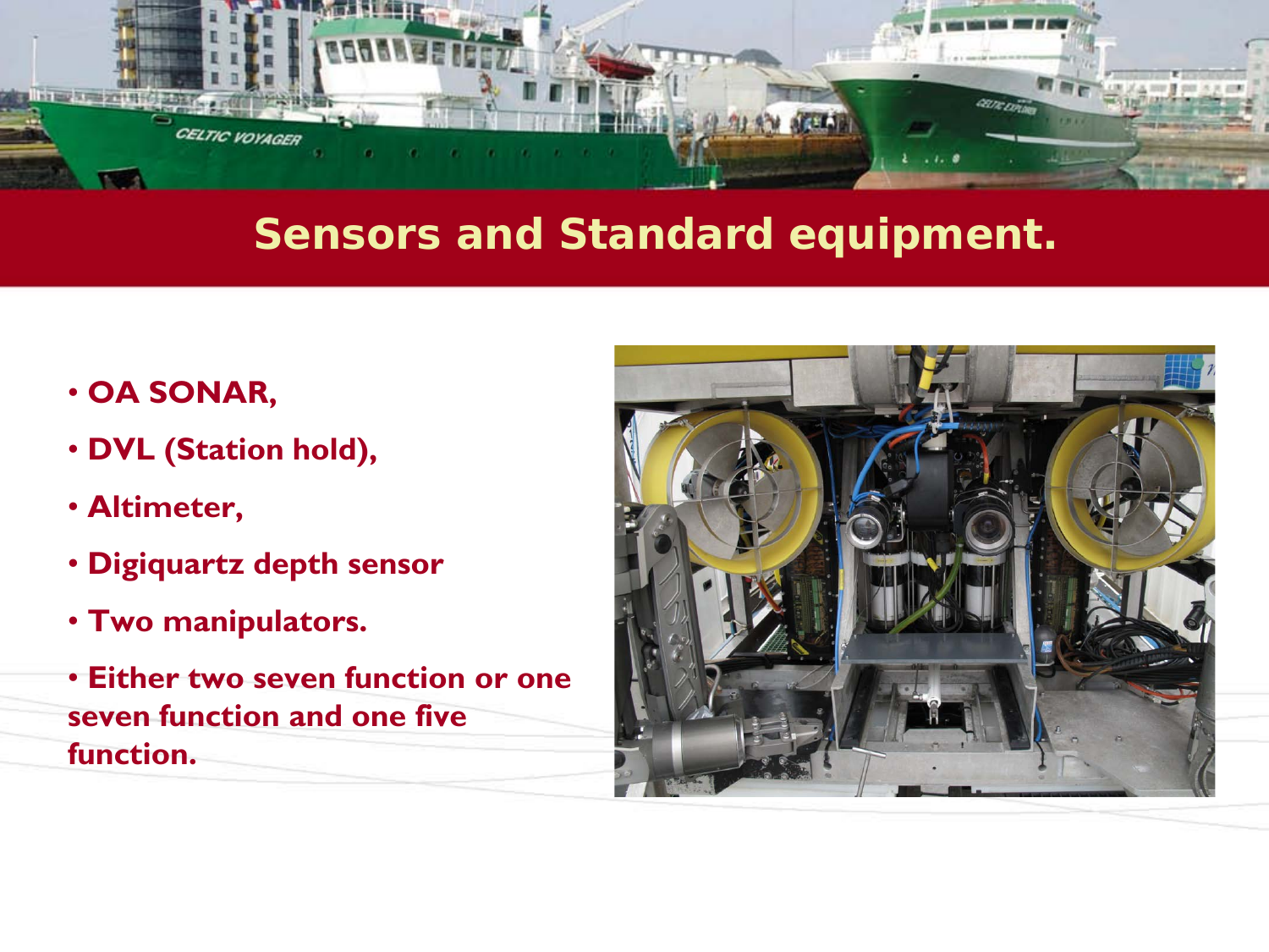# Sensors and Standard equipment.

- **OA SONAR,**
- **DVL (Station hold),**
- **Altimeter,**
- **Digiquartz depth sensor**
- **Two manipulators.**
- **Either two seven function or one seven function and one five function.**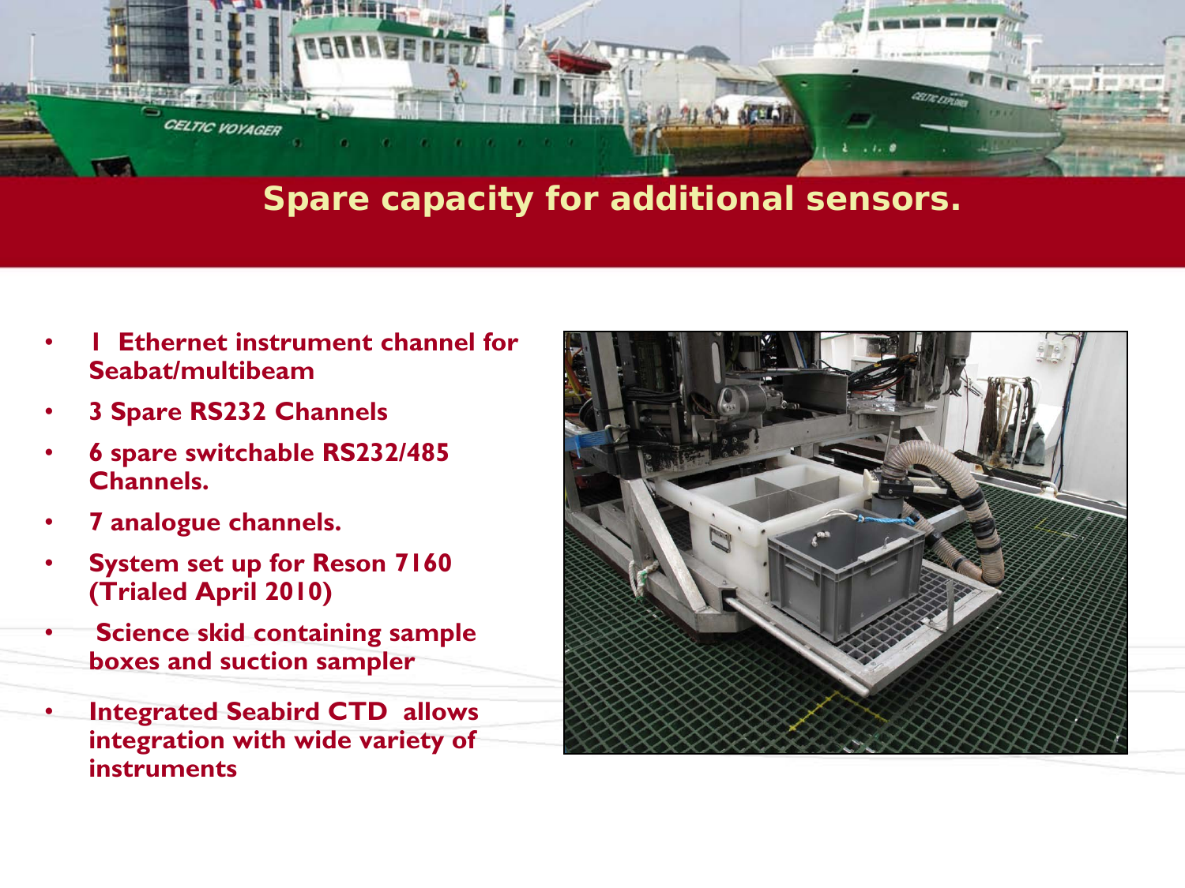## Spare capacity for additional sensors.

- **1 Ethernet instrument channel for Seabat/multibeam**
- **3 Spare RS232 Channels**
- **6 spare switchable RS232/485 Channels.**
- **7 analogue channels.**
- **System set up for Reson 7160 (Trialed April 2010)**
- **Science skid containing sample boxes and suction sampler**
- **Integrated Seabird CTD allows integration with wide variety of instruments**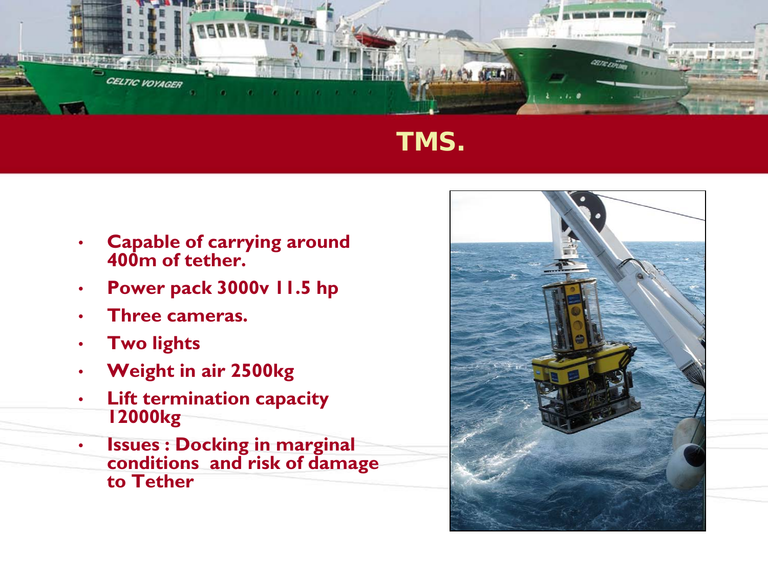# TMS.

- Capable of carrying around 400m of tether.
- Power pack 3000v 11.5 hp
- Three cameras.
- Two lights
- Weight in air 2500kg
- Lift termination capacity 12000kg
- Issues : Docking in marginal conditions and risk of damage to Tether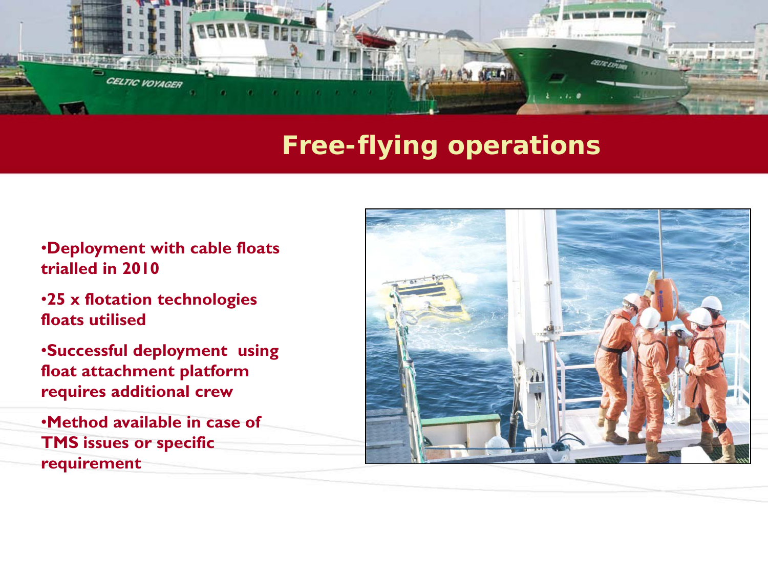# Free-flying operations

- Deployment with cable floats trialled in 2010
- 25 x flotation technologies floats utilised
- Successful deployment using float attachment platform requires additional crew
- Method available in case of TMS issues or specific requirement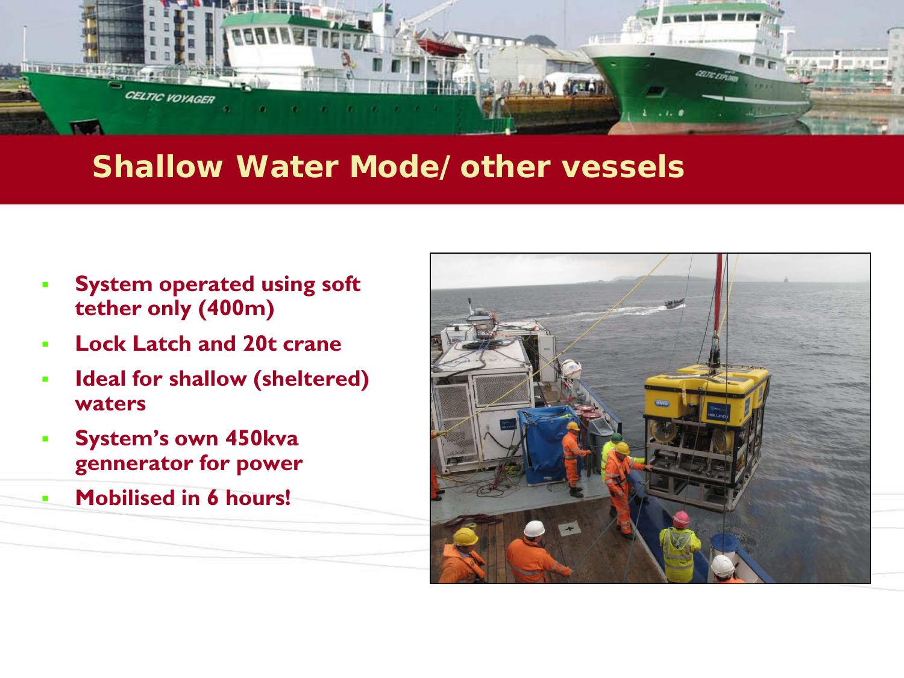## Shallow Water Mode/ other vessels

- **System operated using soft tether only (400m)**
- **Lock Latch and 20t crane**
- **Ideal for shallow (sheltered) waters**
- **System's own 450kva gennerator for power**
- **Mobilised in 6 hours!**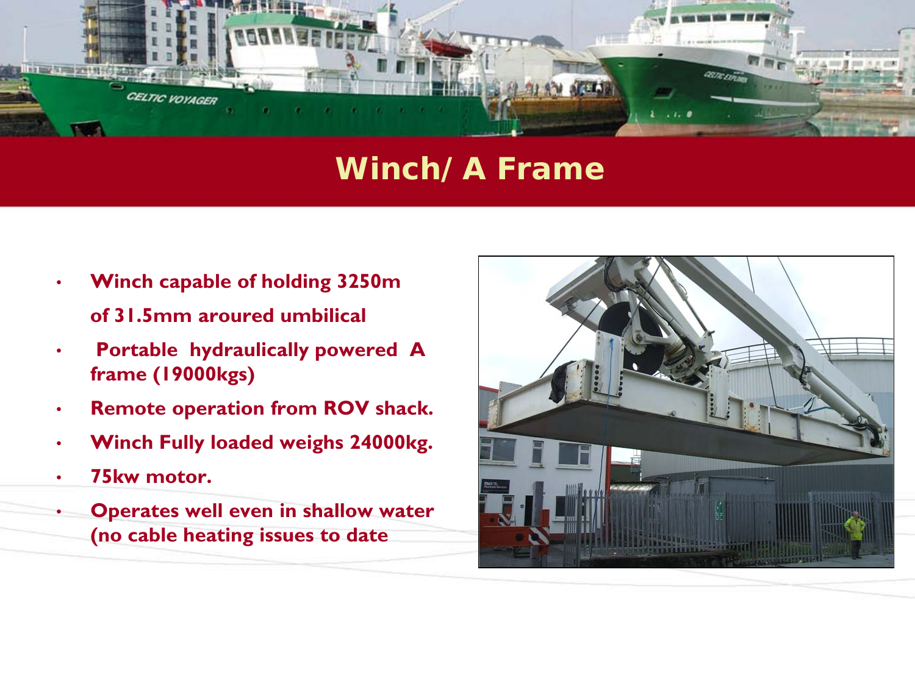# Winch/ A Frame

- **Winch capable of holding 3250m of 31.5mm aroured umbilical**
- **Portable hydraulically powered A frame (19000kgs)**
- **Remote operation from ROV shack.**
- **Winch Fully loaded weighs 24000kg.**
- **75kw motor.**
- **Operates well even in shallow water (no cable heating issues to date**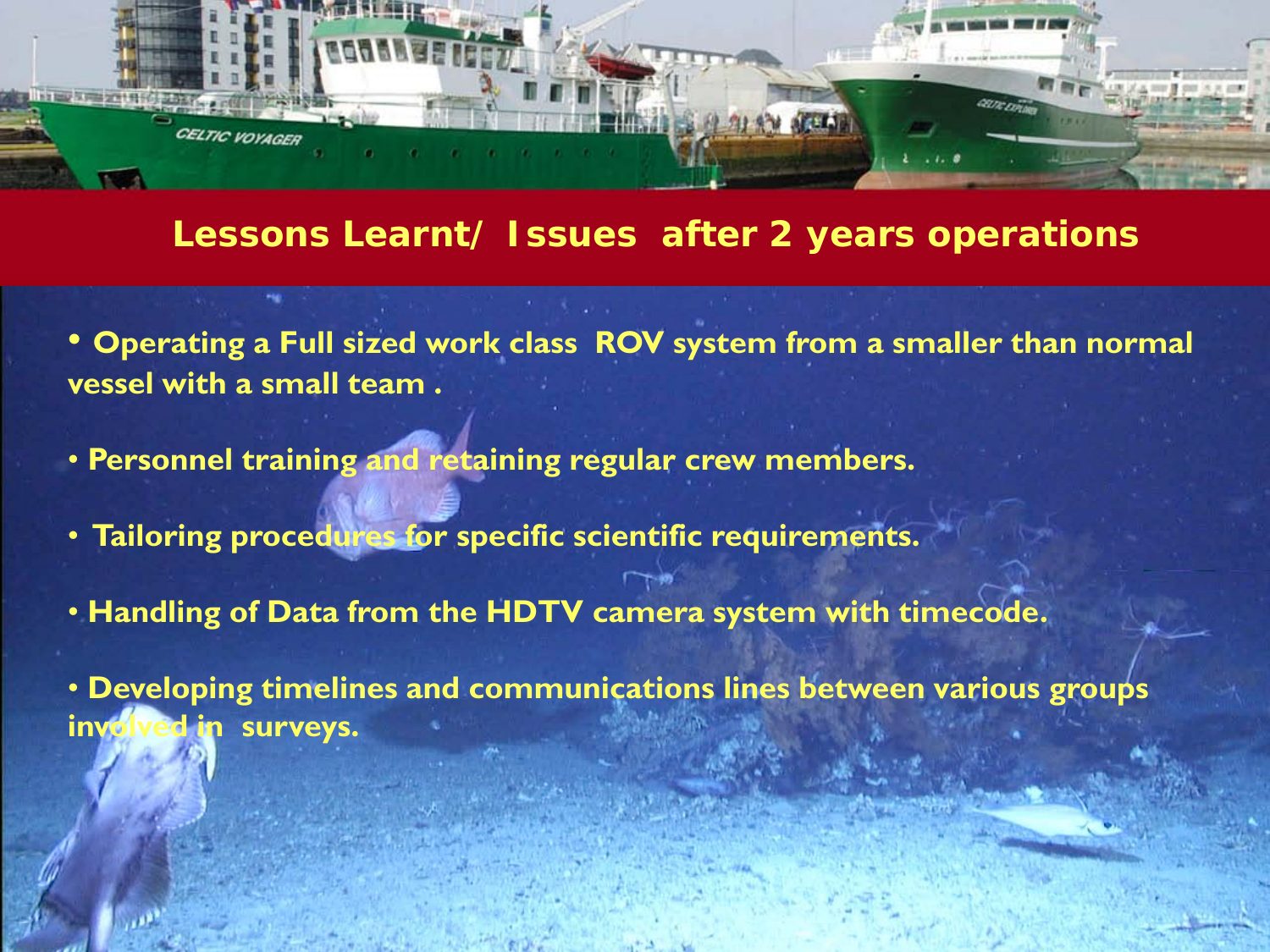## Lessons Learnt/ Issues after 2 years operations

- Operating a Full sized work class ROV system from a smaller than normal vessel with a small team .
- Personnel training and retaining regular crew members.
- Tailoring procedures for specific scientific requirements.
- Handling of Data from the HDTV camera system with timecode.
- Developing timelines and communications lines between various groups involved in surveys.